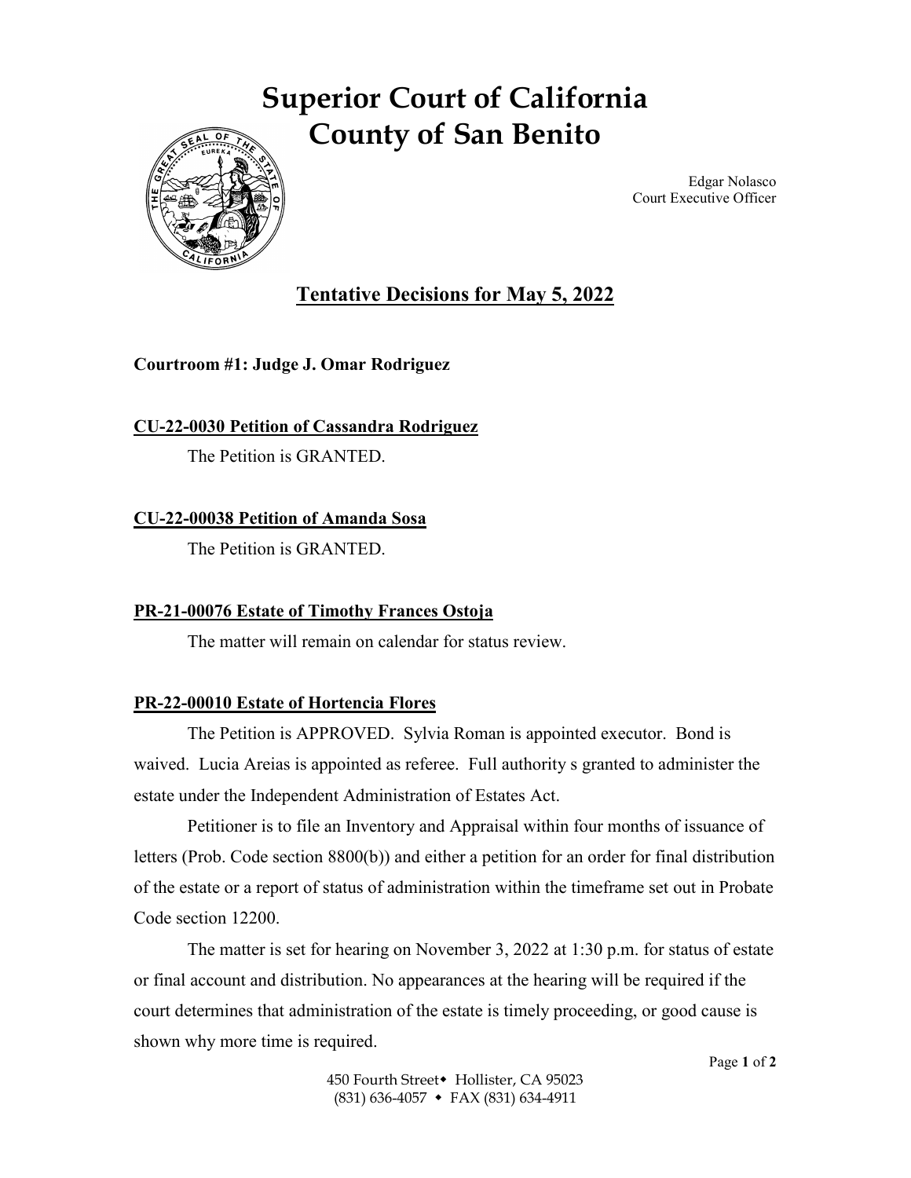# Superior Court of California
# County of San Benito

Edgar Nolasco
Court Executive Officer

## Tentative Decisions for May 5, 2022

**Courtroom #1: Judge J. Omar Rodriguez**

**CU-22-0030 Petition of Cassandra Rodriguez**

The Petition is GRANTED.

**CU-22-00038 Petition of Amanda Sosa**

The Petition is GRANTED.

**PR-21-00076 Estate of Timothy Frances Ostoja**

The matter will remain on calendar for status review.

**PR-22-00010 Estate of Hortencia Flores**

The Petition is APPROVED. Sylvia Roman is appointed executor. Bond is waived. Lucia Areias is appointed as referee. Full authority s granted to administer the estate under the Independent Administration of Estates Act.

Petitioner is to file an Inventory and Appraisal within four months of issuance of letters (Prob. Code section 8800(b)) and either a petition for an order for final distribution of the estate or a report of status of administration within the timeframe set out in Probate Code section 12200.

The matter is set for hearing on November 3, 2022 at 1:30 p.m. for status of estate or final account and distribution. No appearances at the hearing will be required if the court determines that administration of the estate is timely proceeding, or good cause is shown why more time is required.

450 Fourth Street • Hollister, CA 95023
(831) 636-4057 • FAX (831) 634-4911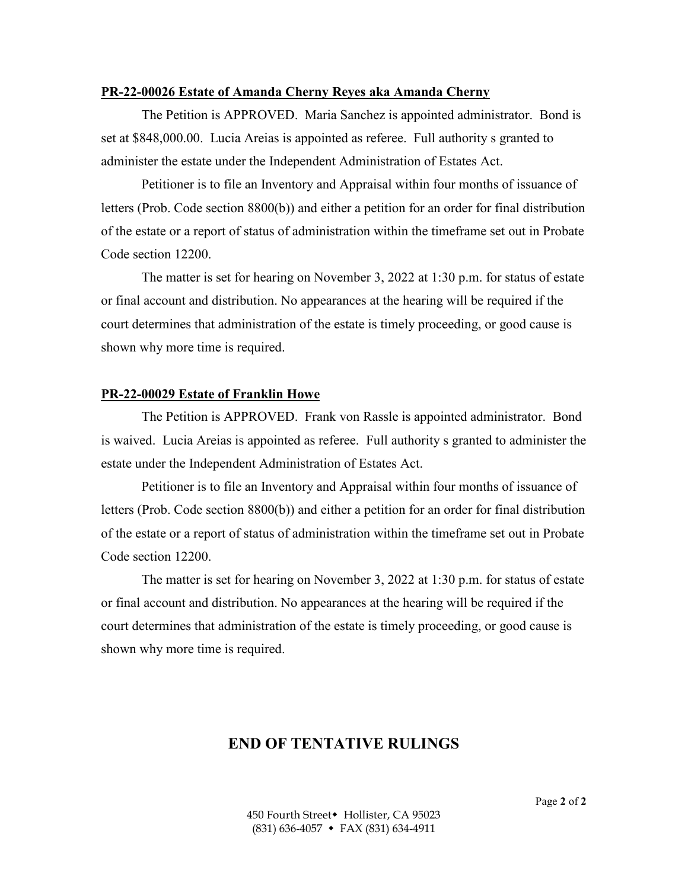**PR-22-00026 Estate of Amanda Cherny Reyes aka Amanda Cherny**

The Petition is APPROVED. Maria Sanchez is appointed administrator. Bond is set at $848,000.00. Lucia Areias is appointed as referee. Full authority s granted to administer the estate under the Independent Administration of Estates Act.

Petitioner is to file an Inventory and Appraisal within four months of issuance of letters (Prob. Code section 8800(b)) and either a petition for an order for final distribution of the estate or a report of status of administration within the timeframe set out in Probate Code section 12200.

The matter is set for hearing on November 3, 2022 at 1:30 p.m. for status of estate or final account and distribution. No appearances at the hearing will be required if the court determines that administration of the estate is timely proceeding, or good cause is shown why more time is required.

**PR-22-00029 Estate of Franklin Howe**

The Petition is APPROVED. Frank von Rassle is appointed administrator. Bond is waived. Lucia Areias is appointed as referee. Full authority s granted to administer the estate under the Independent Administration of Estates Act.

Petitioner is to file an Inventory and Appraisal within four months of issuance of letters (Prob. Code section 8800(b)) and either a petition for an order for final distribution of the estate or a report of status of administration within the timeframe set out in Probate Code section 12200.

The matter is set for hearing on November 3, 2022 at 1:30 p.m. for status of estate or final account and distribution. No appearances at the hearing will be required if the court determines that administration of the estate is timely proceeding, or good cause is shown why more time is required.

## END OF TENTATIVE RULINGS

450 Fourth Street ◆ Hollister, CA 95023
(831) 636-4057 ◆ FAX (831) 634-4911